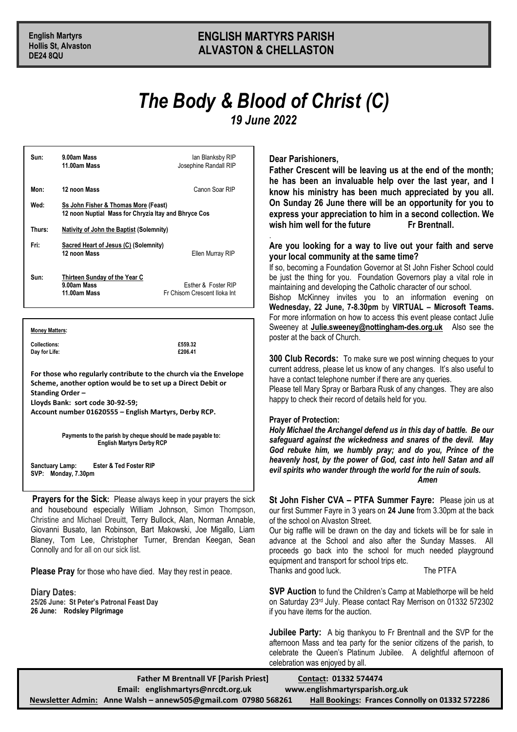**English Martyrs**
**Hollis St, Alvaston**
**DE24 8QU**

**ENGLISH MARTYRS PARISH**
**ALVASTON & CHELLASTON**

# *The Body & Blood of Christ (C)*

*19 June 2022*

| | | |
|---|---|---|
| **Sun:** | **9.00am Mass** | Ian Blanksby RIP |
| | **11.00am Mass** | Josephine Randall RIP |
| **Mon:** | **12 noon Mass** | Canon Soar RIP |
| **Wed:** | **Ss John Fisher & Thomas More (Feast)** | |
| | **12 noon Nuptial Mass for Chryzia Itay and Bhryce Cos** | |
| **Thurs:** | **Nativity of John the Baptist (Solemnity)** | |
| **Fri:** | **Sacred Heart of Jesus (C) (Solemnity)** | |
| | **12 noon Mass** | Ellen Murray RIP |
| **Sun:** | **Thirteen Sunday of the Year C** | |
| | **9.00am Mass** | Esther & Foster RIP |
| | **11.00am Mass** | Fr Chisom Crescent Iloka Int |

**Money Matters:**

**Collections:** **£559.32**
**Day for Life:** **£206.41**

**For those who regularly contribute to the church via the Envelope Scheme, another option would be to set up a Direct Debit or Standing Order –**
**Lloyds Bank: sort code 30-92-59;**
**Account number 01620555 – English Martyrs, Derby RCP.**

**Payments to the parish by cheque should be made payable to: English Martyrs Derby RCP**

**Sanctuary Lamp:** **Ester & Ted Foster RIP**
**SVP: Monday, 7.30pm**

**Prayers for the Sick:** Please always keep in your prayers the sick and housebound especially William Johnson, Simon Thompson, Christine and Michael Dreuitt, Terry Bullock, Alan, Norman Annable, Giovanni Busato, Ian Robinson, Bart Makowski, Joe Migallo, Liam Blaney, Tom Lee, Christopher Turner, Brendan Keegan, Sean Connolly and for all on our sick list.

**Please Pray** for those who have died. May they rest in peace.

**Diary Dates:**
**25/26 June: St Peter's Patronal Feast Day**
**26 June: Rodsley Pilgrimage**

**Dear Parishioners,**

**Father Crescent will be leaving us at the end of the month; he has been an invaluable help over the last year, and I know his ministry has been much appreciated by you all. On Sunday 26 June there will be an opportunity for you to express your appreciation to him in a second collection. We wish him well for the future Fr Brentnall.**

**Are you looking for a way to live out your faith and serve your local community at the same time?**

If so, becoming a Foundation Governor at St John Fisher School could be just the thing for you. Foundation Governors play a vital role in maintaining and developing the Catholic character of our school.
Bishop McKinney invites you to an information evening on **Wednesday, 22 June, 7-8.30pm** by **VIRTUAL – Microsoft Teams.** For more information on how to access this event please contact Julie Sweeney at **Julie.sweeney@nottingham-des.org.uk** Also see the poster at the back of Church.

**300 Club Records:** To make sure we post winning cheques to your current address, please let us know of any changes. It's also useful to have a contact telephone number if there are any queries.
Please tell Mary Spray or Barbara Rusk of any changes. They are also happy to check their record of details held for you.

**Prayer of Protection:**

***Holy Michael the Archangel defend us in this day of battle. Be our safeguard against the wickedness and snares of the devil. May God rebuke him, we humbly pray; and do you, Prince of the heavenly host, by the power of God, cast into hell Satan and all evil spirits who wander through the world for the ruin of souls. Amen***

**St John Fisher CVA – PTFA Summer Fayre:** Please join us at our first Summer Fayre in 3 years on **24 June** from 3.30pm at the back of the school on Alvaston Street.
Our big raffle will be drawn on the day and tickets will be for sale in advance at the School and also after the Sunday Masses. All proceeds go back into the school for much needed playground equipment and transport for school trips etc.
Thanks and good luck. The PTFA

**SVP Auction** to fund the Children's Camp at Mablethorpe will be held on Saturday 23rd July. Please contact Ray Merrison on 01332 572302 if you have items for the auction.

**Jubilee Party:** A big thankyou to Fr Brentnall and the SVP for the afternoon Mass and tea party for the senior citizens of the parish, to celebrate the Queen's Platinum Jubilee. A delightful afternoon of celebration was enjoyed by all.

**Father M Brentnall VF [Parish Priest]** **Contact: 01332 574474**
**Email: englishmartyrs@nrcdt.org.uk** **www.englishmartyrsparish.org.uk**
**Newsletter Admin: Anne Walsh – annew505@gmail.com 07980 568261** **Hall Bookings: Frances Connolly on 01332 572286**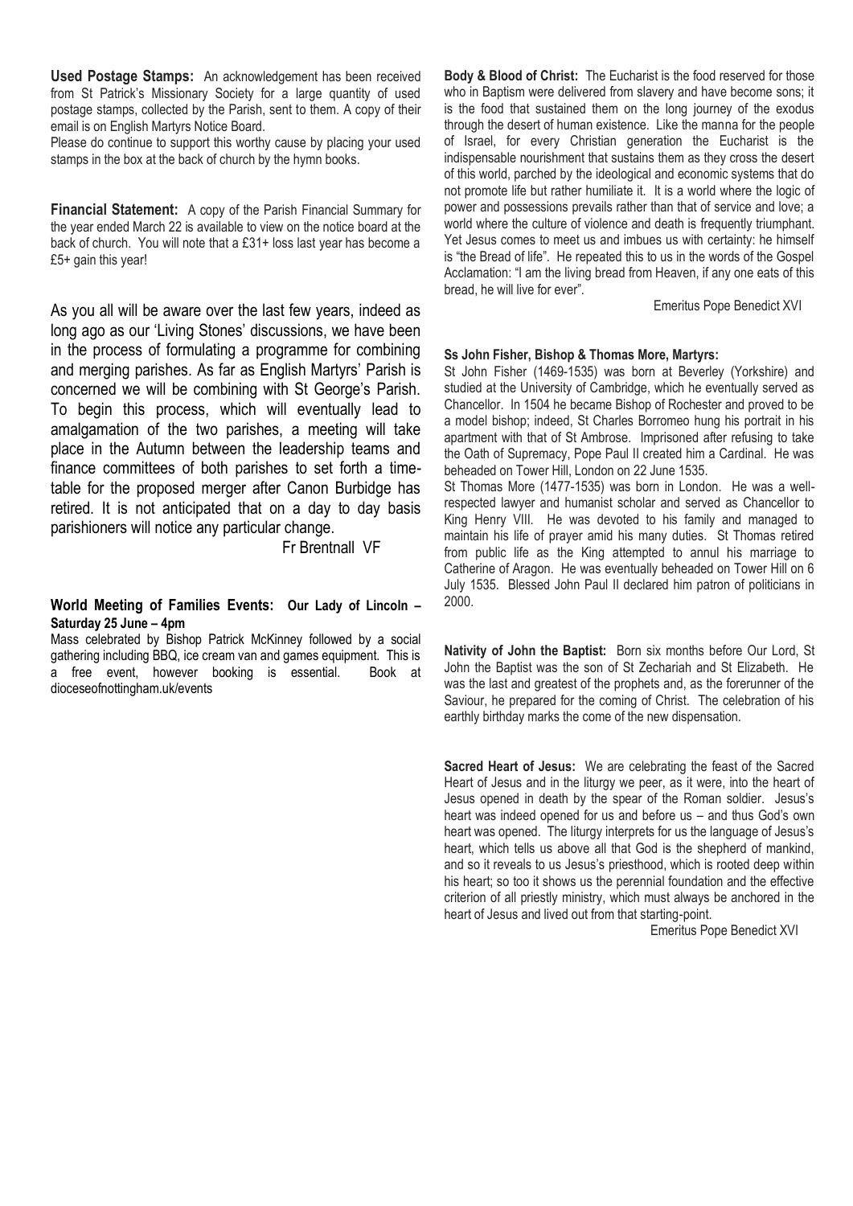**Used Postage Stamps:** An acknowledgement has been received from St Patrick's Missionary Society for a large quantity of used postage stamps, collected by the Parish, sent to them. A copy of their email is on English Martyrs Notice Board.

Please do continue to support this worthy cause by placing your used stamps in the box at the back of church by the hymn books.

**Financial Statement:** A copy of the Parish Financial Summary for the year ended March 22 is available to view on the notice board at the back of church. You will note that a £31+ loss last year has become a £5+ gain this year!

As you all will be aware over the last few years, indeed as long ago as our 'Living Stones' discussions, we have been in the process of formulating a programme for combining and merging parishes. As far as English Martyrs' Parish is concerned we will be combining with St George's Parish. To begin this process, which will eventually lead to amalgamation of the two parishes, a meeting will take place in the Autumn between the leadership teams and finance committees of both parishes to set forth a time-table for the proposed merger after Canon Burbidge has retired. It is not anticipated that on a day to day basis parishioners will notice any particular change.

Fr Brentnall VF

**World Meeting of Families Events: Our Lady of Lincoln – Saturday 25 June – 4pm**

Mass celebrated by Bishop Patrick McKinney followed by a social gathering including BBQ, ice cream van and games equipment. This is a free event, however booking is essential. Book at dioceseofnottingham.uk/events

**Body & Blood of Christ:** The Eucharist is the food reserved for those who in Baptism were delivered from slavery and have become sons; it is the food that sustained them on the long journey of the exodus through the desert of human existence. Like the manna for the people of Israel, for every Christian generation the Eucharist is the indispensable nourishment that sustains them as they cross the desert of this world, parched by the ideological and economic systems that do not promote life but rather humiliate it. It is a world where the logic of power and possessions prevails rather than that of service and love; a world where the culture of violence and death is frequently triumphant. Yet Jesus comes to meet us and imbues us with certainty: he himself is "the Bread of life". He repeated this to us in the words of the Gospel Acclamation: "I am the living bread from Heaven, if any one eats of this bread, he will live for ever".

Emeritus Pope Benedict XVI

**Ss John Fisher, Bishop & Thomas More, Martyrs:**

St John Fisher (1469-1535) was born at Beverley (Yorkshire) and studied at the University of Cambridge, which he eventually served as Chancellor. In 1504 he became Bishop of Rochester and proved to be a model bishop; indeed, St Charles Borromeo hung his portrait in his apartment with that of St Ambrose. Imprisoned after refusing to take the Oath of Supremacy, Pope Paul II created him a Cardinal. He was beheaded on Tower Hill, London on 22 June 1535.

St Thomas More (1477-1535) was born in London. He was a well-respected lawyer and humanist scholar and served as Chancellor to King Henry VIII. He was devoted to his family and managed to maintain his life of prayer amid his many duties. St Thomas retired from public life as the King attempted to annul his marriage to Catherine of Aragon. He was eventually beheaded on Tower Hill on 6 July 1535. Blessed John Paul II declared him patron of politicians in 2000.

**Nativity of John the Baptist:** Born six months before Our Lord, St John the Baptist was the son of St Zechariah and St Elizabeth. He was the last and greatest of the prophets and, as the forerunner of the Saviour, he prepared for the coming of Christ. The celebration of his earthly birthday marks the come of the new dispensation.

**Sacred Heart of Jesus:** We are celebrating the feast of the Sacred Heart of Jesus and in the liturgy we peer, as it were, into the heart of Jesus opened in death by the spear of the Roman soldier. Jesus's heart was indeed opened for us and before us – and thus God's own heart was opened. The liturgy interprets for us the language of Jesus's heart, which tells us above all that God is the shepherd of mankind, and so it reveals to us Jesus's priesthood, which is rooted deep within his heart; so too it shows us the perennial foundation and the effective criterion of all priestly ministry, which must always be anchored in the heart of Jesus and lived out from that starting-point.

Emeritus Pope Benedict XVI